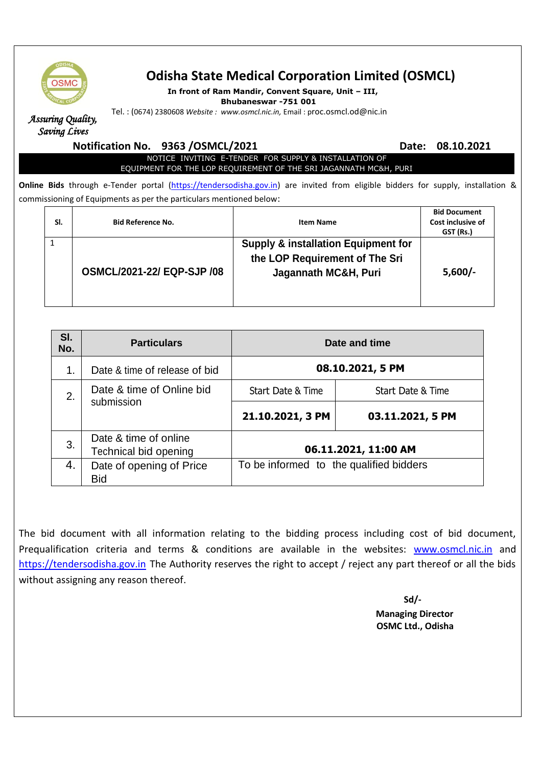# Odisha State Medical Corporation Limited (OSMCL)

**In front of Ram Mandir, Convent Square, Unit – III,**
**Bhubaneswar -751 001**

Tel. : (0674) 2380608 *Website : www.osmcl.nic.in,* Email : proc.osmcl.od@nic.in

*Assuring Quality, Saving Lives*

**Notification No. 9363 /OSMCL/2021** **Date: 08.10.2021**

NOTICE INVITING E-TENDER FOR SUPPLY & INSTALLATION OF EQUIPMENT FOR THE LOP REQUIREMENT OF THE SRI JAGANNATH MC&H, PURI

**Online Bids** through e-Tender portal (https://tendersodisha.gov.in) are invited from eligible bidders for supply, installation & commissioning of Equipments as per the particulars mentioned below:

| Sl. | Bid Reference No. | Item Name | Bid Document Cost inclusive of GST (Rs.) |
|---|---|---|---|
| 1 | **OSMCL/2021-22/ EQP-SJP /08** | **Supply & installation Equipment for the LOP Requirement of The Sri Jagannath MC&H, Puri** | **5,600/-** |

| Sl. No. | Particulars | Date and time | |
|---|---|---|---|
| 1. | Date & time of release of bid | **08.10.2021, 5 PM** | |
| 2. | Date & time of Online bid submission | Start Date & Time | Start Date & Time |
| | | **21.10.2021, 3 PM** | **03.11.2021, 5 PM** |
| 3. | Date & time of online Technical bid opening | **06.11.2021, 11:00 AM** | |
| 4. | Date of opening of Price Bid | To be informed to the qualified bidders | |

The bid document with all information relating to the bidding process including cost of bid document, Prequalification criteria and terms & conditions are available in the websites: www.osmcl.nic.in and https://tendersodisha.gov.in The Authority reserves the right to accept / reject any part thereof or all the bids without assigning any reason thereof.

**Sd/-**
**Managing Director**
**OSMC Ltd., Odisha**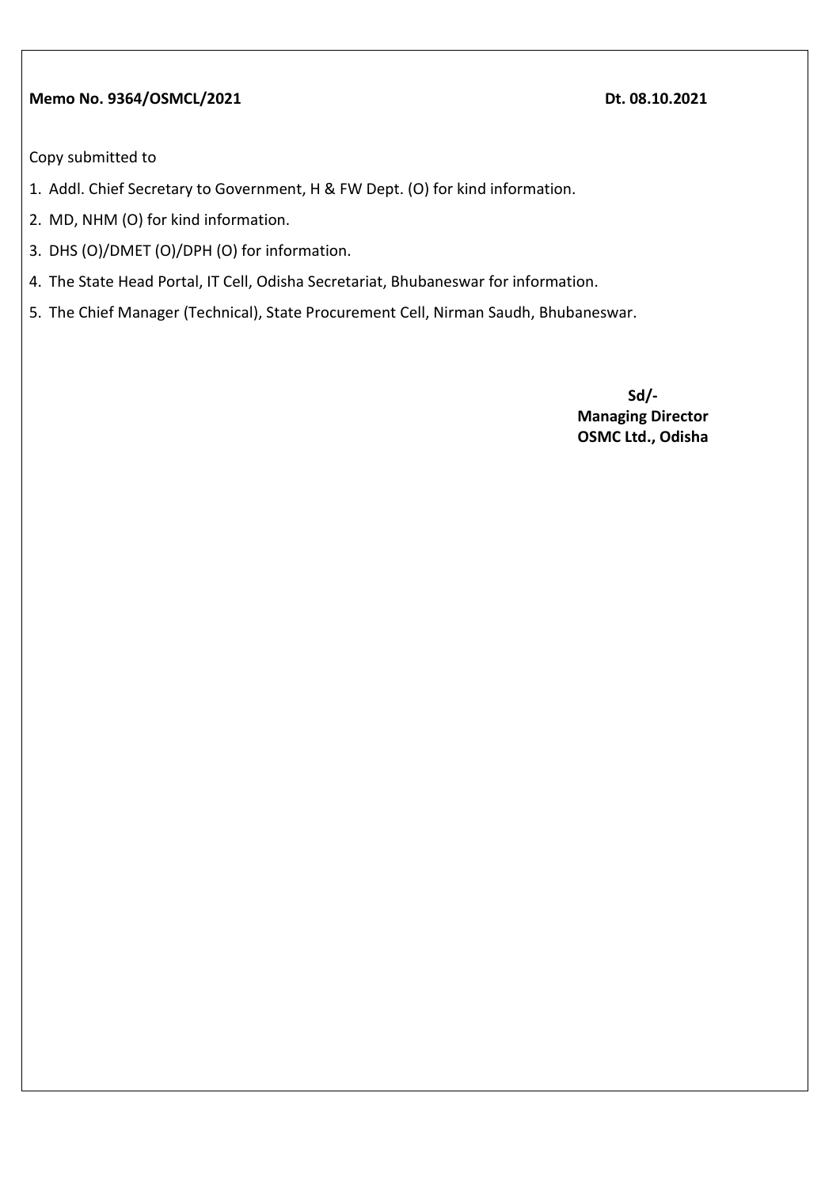**Memo No. 9364/OSMCL/2021** **Dt. 08.10.2021**

Copy submitted to

1. Addl. Chief Secretary to Government, H & FW Dept. (O) for kind information.
2. MD, NHM (O) for kind information.
3. DHS (O)/DMET (O)/DPH (O) for information.
4. The State Head Portal, IT Cell, Odisha Secretariat, Bhubaneswar for information.
5. The Chief Manager (Technical), State Procurement Cell, Nirman Saudh, Bhubaneswar.

**Sd/-**
**Managing Director**
**OSMC Ltd., Odisha**